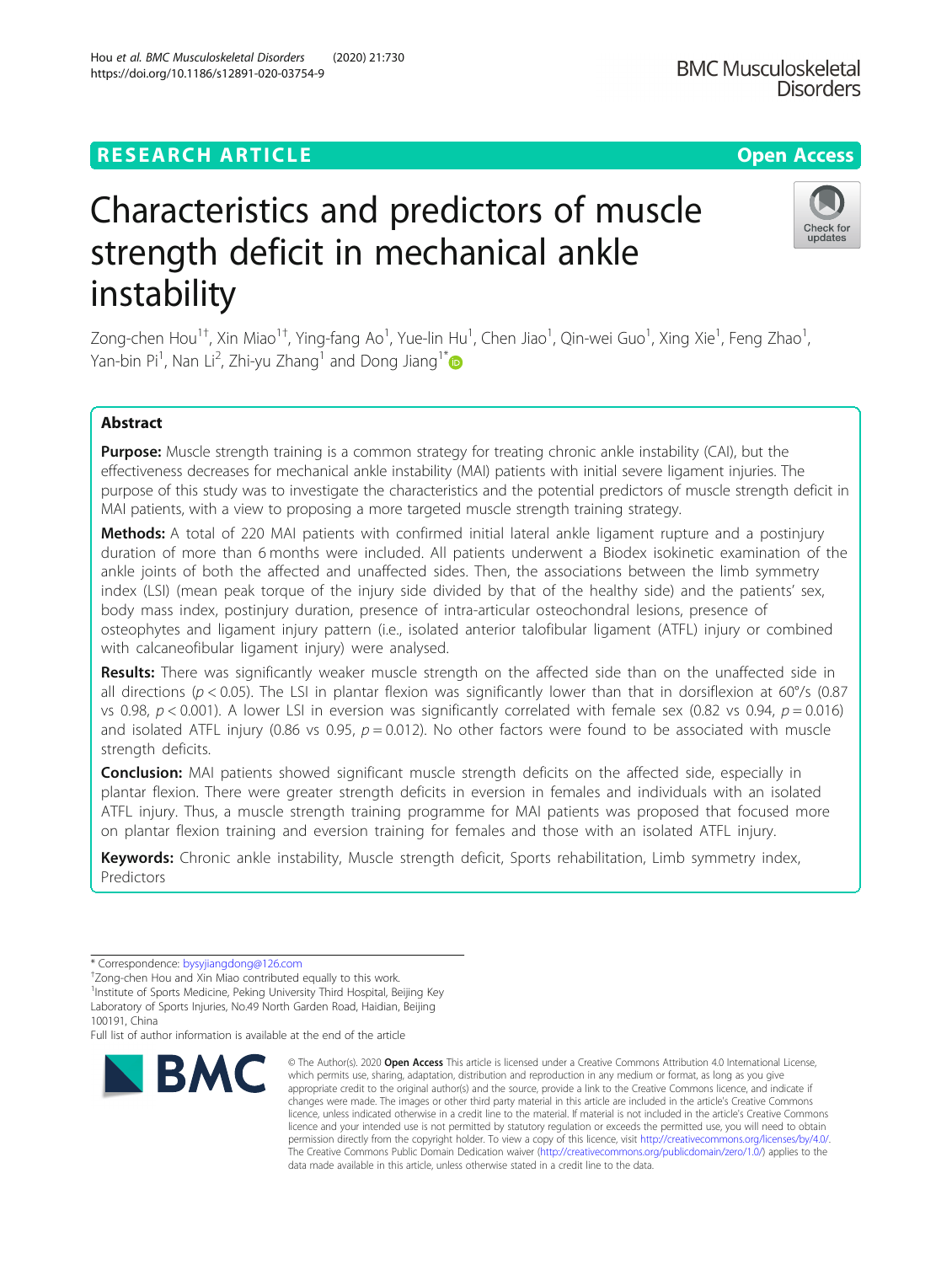RESEARCH ARTICLE

Open Access

# Characteristics and predictors of muscle strength deficit in mechanical ankle instability

Zong-chen Hou[1†], Xin Miao[1†], Ying-fang Ao[1], Yue-lin Hu[1], Chen Jiao[1], Qin-wei Guo[1], Xing Xie[1], Feng Zhao[1], Yan-bin Pi[1], Nan Li[2], Zhi-yu Zhang[1] and Dong Jiang[1*]

## Abstract

**Purpose:** Muscle strength training is a common strategy for treating chronic ankle instability (CAI), but the effectiveness decreases for mechanical ankle instability (MAI) patients with initial severe ligament injuries. The purpose of this study was to investigate the characteristics and the potential predictors of muscle strength deficit in MAI patients, with a view to proposing a more targeted muscle strength training strategy.

**Methods:** A total of 220 MAI patients with confirmed initial lateral ankle ligament rupture and a postinjury duration of more than 6 months were included. All patients underwent a Biodex isokinetic examination of the ankle joints of both the affected and unaffected sides. Then, the associations between the limb symmetry index (LSI) (mean peak torque of the injury side divided by that of the healthy side) and the patients' sex, body mass index, postinjury duration, presence of intra-articular osteochondral lesions, presence of osteophytes and ligament injury pattern (i.e., isolated anterior talofibular ligament (ATFL) injury or combined with calcaneofibular ligament injury) were analysed.

**Results:** There was significantly weaker muscle strength on the affected side than on the unaffected side in all directions ($p < 0.05$). The LSI in plantar flexion was significantly lower than that in dorsiflexion at 60°/s (0.87 vs 0.98, $p < 0.001$). A lower LSI in eversion was significantly correlated with female sex (0.82 vs 0.94, $p = 0.016$) and isolated ATFL injury (0.86 vs 0.95, $p = 0.012$). No other factors were found to be associated with muscle strength deficits.

**Conclusion:** MAI patients showed significant muscle strength deficits on the affected side, especially in plantar flexion. There were greater strength deficits in eversion in females and individuals with an isolated ATFL injury. Thus, a muscle strength training programme for MAI patients was proposed that focused more on plantar flexion training and eversion training for females and those with an isolated ATFL injury.

**Keywords:** Chronic ankle instability, Muscle strength deficit, Sports rehabilitation, Limb symmetry index, Predictors

* Correspondence: bysyjiangdong@126.com
†Zong-chen Hou and Xin Miao contributed equally to this work.
[1]Institute of Sports Medicine, Peking University Third Hospital, Beijing Key Laboratory of Sports Injuries, No.49 North Garden Road, Haidian, Beijing 100191, China
Full list of author information is available at the end of the article

© The Author(s). 2020 **Open Access** This article is licensed under a Creative Commons Attribution 4.0 International License, which permits use, sharing, adaptation, distribution and reproduction in any medium or format, as long as you give appropriate credit to the original author(s) and the source, provide a link to the Creative Commons licence, and indicate if changes were made. The images or other third party material in this article are included in the article's Creative Commons licence, unless indicated otherwise in a credit line to the material. If material is not included in the article's Creative Commons licence and your intended use is not permitted by statutory regulation or exceeds the permitted use, you will need to obtain permission directly from the copyright holder. To view a copy of this licence, visit http://creativecommons.org/licenses/by/4.0/. The Creative Commons Public Domain Dedication waiver (http://creativecommons.org/publicdomain/zero/1.0/) applies to the data made available in this article, unless otherwise stated in a credit line to the data.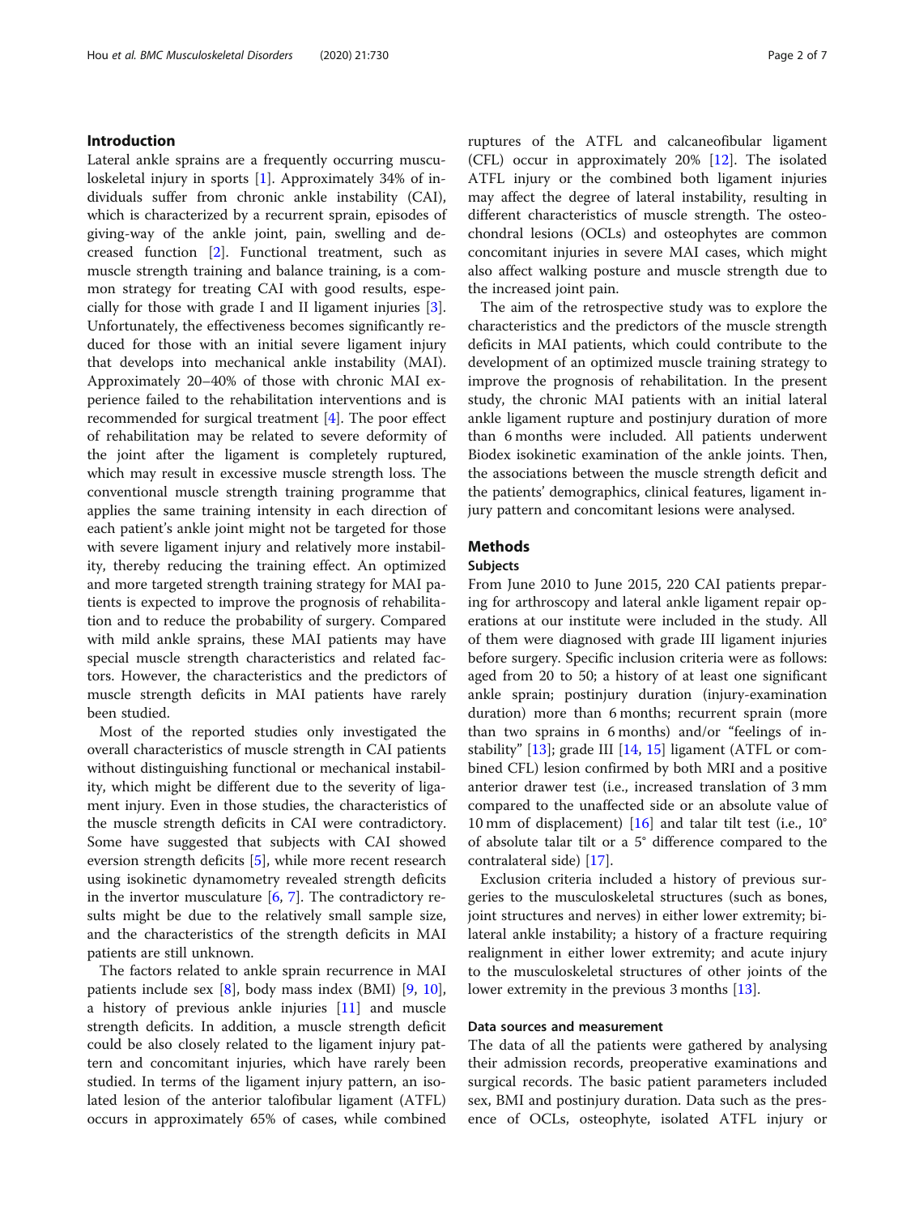## Introduction

Lateral ankle sprains are a frequently occurring musculoskeletal injury in sports [1]. Approximately 34% of individuals suffer from chronic ankle instability (CAI), which is characterized by a recurrent sprain, episodes of giving-way of the ankle joint, pain, swelling and decreased function [2]. Functional treatment, such as muscle strength training and balance training, is a common strategy for treating CAI with good results, especially for those with grade I and II ligament injuries [3]. Unfortunately, the effectiveness becomes significantly reduced for those with an initial severe ligament injury that develops into mechanical ankle instability (MAI). Approximately 20–40% of those with chronic MAI experience failed to the rehabilitation interventions and is recommended for surgical treatment [4]. The poor effect of rehabilitation may be related to severe deformity of the joint after the ligament is completely ruptured, which may result in excessive muscle strength loss. The conventional muscle strength training programme that applies the same training intensity in each direction of each patient's ankle joint might not be targeted for those with severe ligament injury and relatively more instability, thereby reducing the training effect. An optimized and more targeted strength training strategy for MAI patients is expected to improve the prognosis of rehabilitation and to reduce the probability of surgery. Compared with mild ankle sprains, these MAI patients may have special muscle strength characteristics and related factors. However, the characteristics and the predictors of muscle strength deficits in MAI patients have rarely been studied.

Most of the reported studies only investigated the overall characteristics of muscle strength in CAI patients without distinguishing functional or mechanical instability, which might be different due to the severity of ligament injury. Even in those studies, the characteristics of the muscle strength deficits in CAI were contradictory. Some have suggested that subjects with CAI showed eversion strength deficits [5], while more recent research using isokinetic dynamometry revealed strength deficits in the invertor musculature [6, 7]. The contradictory results might be due to the relatively small sample size, and the characteristics of the strength deficits in MAI patients are still unknown.

The factors related to ankle sprain recurrence in MAI patients include sex [8], body mass index (BMI) [9, 10], a history of previous ankle injuries [11] and muscle strength deficits. In addition, a muscle strength deficit could be also closely related to the ligament injury pattern and concomitant injuries, which have rarely been studied. In terms of the ligament injury pattern, an isolated lesion of the anterior talofibular ligament (ATFL) occurs in approximately 65% of cases, while combined ruptures of the ATFL and calcaneofibular ligament (CFL) occur in approximately 20% [12]. The isolated ATFL injury or the combined both ligament injuries may affect the degree of lateral instability, resulting in different characteristics of muscle strength. The osteochondral lesions (OCLs) and osteophytes are common concomitant injuries in severe MAI cases, which might also affect walking posture and muscle strength due to the increased joint pain.

The aim of the retrospective study was to explore the characteristics and the predictors of the muscle strength deficits in MAI patients, which could contribute to the development of an optimized muscle training strategy to improve the prognosis of rehabilitation. In the present study, the chronic MAI patients with an initial lateral ankle ligament rupture and postinjury duration of more than 6 months were included. All patients underwent Biodex isokinetic examination of the ankle joints. Then, the associations between the muscle strength deficit and the patients' demographics, clinical features, ligament injury pattern and concomitant lesions were analysed.

## Methods

### Subjects

From June 2010 to June 2015, 220 CAI patients preparing for arthroscopy and lateral ankle ligament repair operations at our institute were included in the study. All of them were diagnosed with grade III ligament injuries before surgery. Specific inclusion criteria were as follows: aged from 20 to 50; a history of at least one significant ankle sprain; postinjury duration (injury-examination duration) more than 6 months; recurrent sprain (more than two sprains in 6 months) and/or "feelings of instability" [13]; grade III [14, 15] ligament (ATFL or combined CFL) lesion confirmed by both MRI and a positive anterior drawer test (i.e., increased translation of 3 mm compared to the unaffected side or an absolute value of 10 mm of displacement) [16] and talar tilt test (i.e., 10° of absolute talar tilt or a 5° difference compared to the contralateral side) [17].

Exclusion criteria included a history of previous surgeries to the musculoskeletal structures (such as bones, joint structures and nerves) in either lower extremity; bilateral ankle instability; a history of a fracture requiring realignment in either lower extremity; and acute injury to the musculoskeletal structures of other joints of the lower extremity in the previous 3 months [13].

### Data sources and measurement

The data of all the patients were gathered by analysing their admission records, preoperative examinations and surgical records. The basic patient parameters included sex, BMI and postinjury duration. Data such as the presence of OCLs, osteophyte, isolated ATFL injury or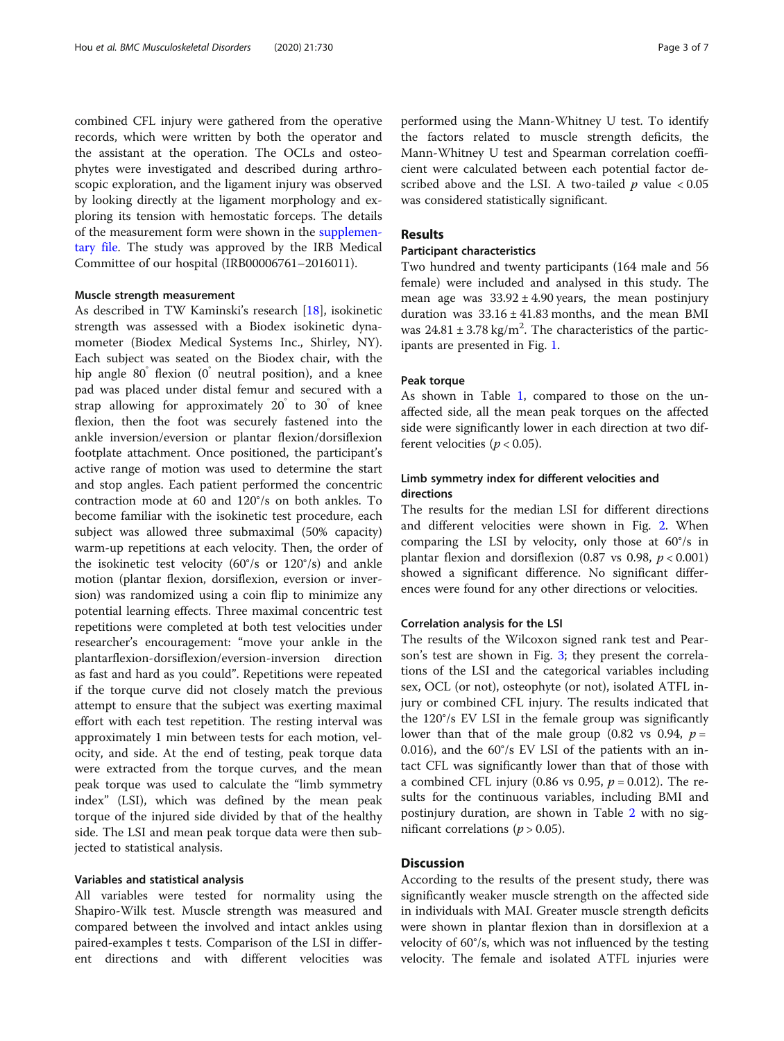combined CFL injury were gathered from the operative records, which were written by both the operator and the assistant at the operation. The OCLs and osteophytes were investigated and described during arthroscopic exploration, and the ligament injury was observed by looking directly at the ligament morphology and exploring its tension with hemostatic forceps. The details of the measurement form were shown in the supplementary file. The study was approved by the IRB Medical Committee of our hospital (IRB00006761–2016011).

### Muscle strength measurement

As described in TW Kaminski's research [18], isokinetic strength was assessed with a Biodex isokinetic dynamometer (Biodex Medical Systems Inc., Shirley, NY). Each subject was seated on the Biodex chair, with the hip angle 80° flexion (0° neutral position), and a knee pad was placed under distal femur and secured with a strap allowing for approximately 20° to 30° of knee flexion, then the foot was securely fastened into the ankle inversion/eversion or plantar flexion/dorsiflexion footplate attachment. Once positioned, the participant's active range of motion was used to determine the start and stop angles. Each patient performed the concentric contraction mode at 60 and 120°/s on both ankles. To become familiar with the isokinetic test procedure, each subject was allowed three submaximal (50% capacity) warm-up repetitions at each velocity. Then, the order of the isokinetic test velocity (60°/s or 120°/s) and ankle motion (plantar flexion, dorsiflexion, eversion or inversion) was randomized using a coin flip to minimize any potential learning effects. Three maximal concentric test repetitions were completed at both test velocities under researcher's encouragement: "move your ankle in the plantarflexion-dorsiflexion/eversion-inversion direction as fast and hard as you could". Repetitions were repeated if the torque curve did not closely match the previous attempt to ensure that the subject was exerting maximal effort with each test repetition. The resting interval was approximately 1 min between tests for each motion, velocity, and side. At the end of testing, peak torque data were extracted from the torque curves, and the mean peak torque was used to calculate the "limb symmetry index" (LSI), which was defined by the mean peak torque of the injured side divided by that of the healthy side. The LSI and mean peak torque data were then subjected to statistical analysis.

### Variables and statistical analysis

All variables were tested for normality using the Shapiro-Wilk test. Muscle strength was measured and compared between the involved and intact ankles using paired-examples t tests. Comparison of the LSI in different directions and with different velocities was performed using the Mann-Whitney U test. To identify the factors related to muscle strength deficits, the Mann-Whitney U test and Spearman correlation coefficient were calculated between each potential factor described above and the LSI. A two-tailed $p$ value $< 0.05$ was considered statistically significant.

## Results

### Participant characteristics

Two hundred and twenty participants (164 male and 56 female) were included and analysed in this study. The mean age was $33.92 \pm 4.90$ years, the mean postinjury duration was $33.16 \pm 41.83$ months, and the mean BMI was $24.81 \pm 3.78$ kg/m$^2$. The characteristics of the participants are presented in Fig. 1.

### Peak torque

As shown in Table 1, compared to those on the unaffected side, all the mean peak torques on the affected side were significantly lower in each direction at two different velocities ($p < 0.05$).

### Limb symmetry index for different velocities and directions

The results for the median LSI for different directions and different velocities were shown in Fig. 2. When comparing the LSI by velocity, only those at 60°/s in plantar flexion and dorsiflexion (0.87 vs 0.98, $p < 0.001$) showed a significant difference. No significant differences were found for any other directions or velocities.

### Correlation analysis for the LSI

The results of the Wilcoxon signed rank test and Pearson's test are shown in Fig. 3; they present the correlations of the LSI and the categorical variables including sex, OCL (or not), osteophyte (or not), isolated ATFL injury or combined CFL injury. The results indicated that the 120°/s EV LSI in the female group was significantly lower than that of the male group (0.82 vs 0.94, $p = 0.016$), and the 60°/s EV LSI of the patients with an intact CFL was significantly lower than that of those with a combined CFL injury (0.86 vs 0.95, $p = 0.012$). The results for the continuous variables, including BMI and postinjury duration, are shown in Table 2 with no significant correlations ($p > 0.05$).

## Discussion

According to the results of the present study, there was significantly weaker muscle strength on the affected side in individuals with MAI. Greater muscle strength deficits were shown in plantar flexion than in dorsiflexion at a velocity of 60°/s, which was not influenced by the testing velocity. The female and isolated ATFL injuries were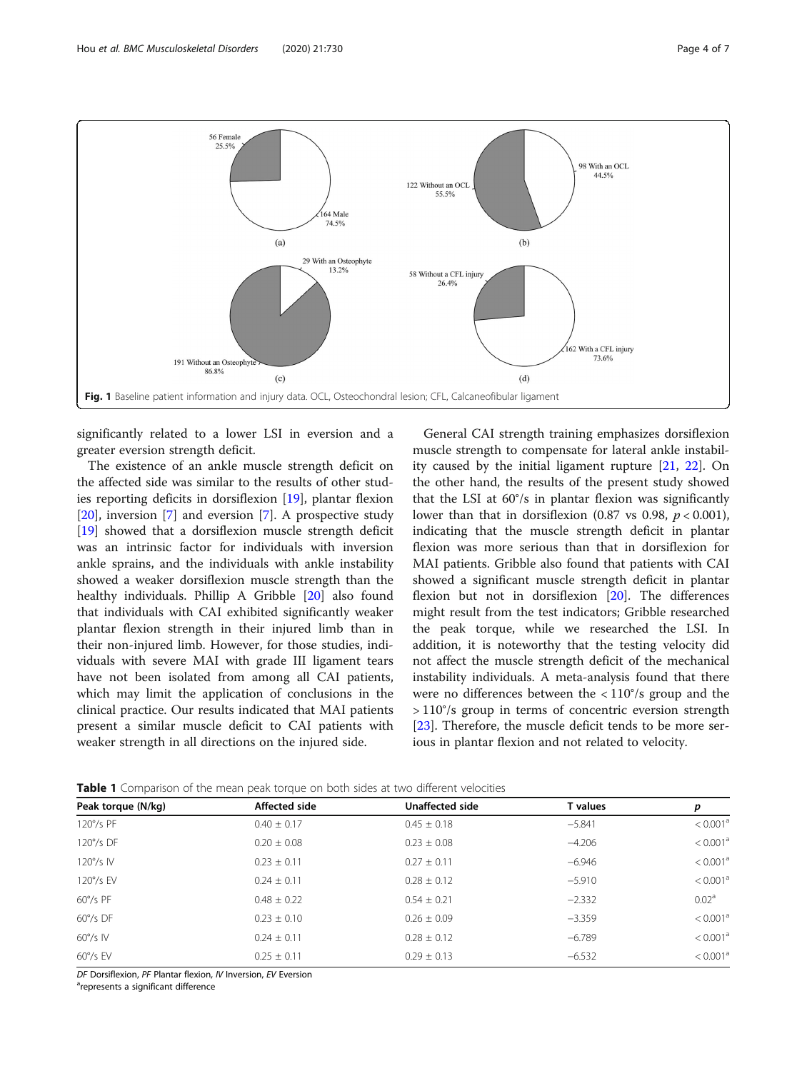Fig. 1 Baseline patient information and injury data. OCL, Osteochondral lesion; CFL, Calcaneofibular ligament

significantly related to a lower LSI in eversion and a greater eversion strength deficit.

The existence of an ankle muscle strength deficit on the affected side was similar to the results of other studies reporting deficits in dorsiflexion [19], plantar flexion [20], inversion [7] and eversion [7]. A prospective study [19] showed that a dorsiflexion muscle strength deficit was an intrinsic factor for individuals with inversion ankle sprains, and the individuals with ankle instability showed a weaker dorsiflexion muscle strength than the healthy individuals. Phillip A Gribble [20] also found that individuals with CAI exhibited significantly weaker plantar flexion strength in their injured limb than in their non-injured limb. However, for those studies, individuals with severe MAI with grade III ligament tears have not been isolated from among all CAI patients, which may limit the application of conclusions in the clinical practice. Our results indicated that MAI patients present a similar muscle deficit to CAI patients with weaker strength in all directions on the injured side.

General CAI strength training emphasizes dorsiflexion muscle strength to compensate for lateral ankle instability caused by the initial ligament rupture [21, 22]. On the other hand, the results of the present study showed that the LSI at 60°/s in plantar flexion was significantly lower than that in dorsiflexion (0.87 vs 0.98, $p < 0.001$), indicating that the muscle strength deficit in plantar flexion was more serious than that in dorsiflexion for MAI patients. Gribble also found that patients with CAI showed a significant muscle strength deficit in plantar flexion but not in dorsiflexion [20]. The differences might result from the test indicators; Gribble researched the peak torque, while we researched the LSI. In addition, it is noteworthy that the testing velocity did not affect the muscle strength deficit of the mechanical instability individuals. A meta-analysis found that there were no differences between the < 110°/s group and the > 110°/s group in terms of concentric eversion strength [23]. Therefore, the muscle deficit tends to be more serious in plantar flexion and not related to velocity.

**Table 1** Comparison of the mean peak torque on both sides at two different velocities

| Peak torque (N/kg) | Affected side | Unaffected side | T values | p |
|---|---|---|---|---|
| 120°/s PF | 0.40 ± 0.17 | 0.45 ± 0.18 | −5.841 | < 0.001[a] |
| 120°/s DF | 0.20 ± 0.08 | 0.23 ± 0.08 | −4.206 | < 0.001[a] |
| 120°/s IV | 0.23 ± 0.11 | 0.27 ± 0.11 | −6.946 | < 0.001[a] |
| 120°/s EV | 0.24 ± 0.11 | 0.28 ± 0.12 | −5.910 | < 0.001[a] |
| 60°/s PF | 0.48 ± 0.22 | 0.54 ± 0.21 | −2.332 | 0.02[a] |
| 60°/s DF | 0.23 ± 0.10 | 0.26 ± 0.09 | −3.359 | < 0.001[a] |
| 60°/s IV | 0.24 ± 0.11 | 0.28 ± 0.12 | −6.789 | < 0.001[a] |
| 60°/s EV | 0.25 ± 0.11 | 0.29 ± 0.13 | −6.532 | < 0.001[a] |

*DF* Dorsiflexion, *PF* Plantar flexion, *IV* Inversion, *EV* Eversion
[a]represents a significant difference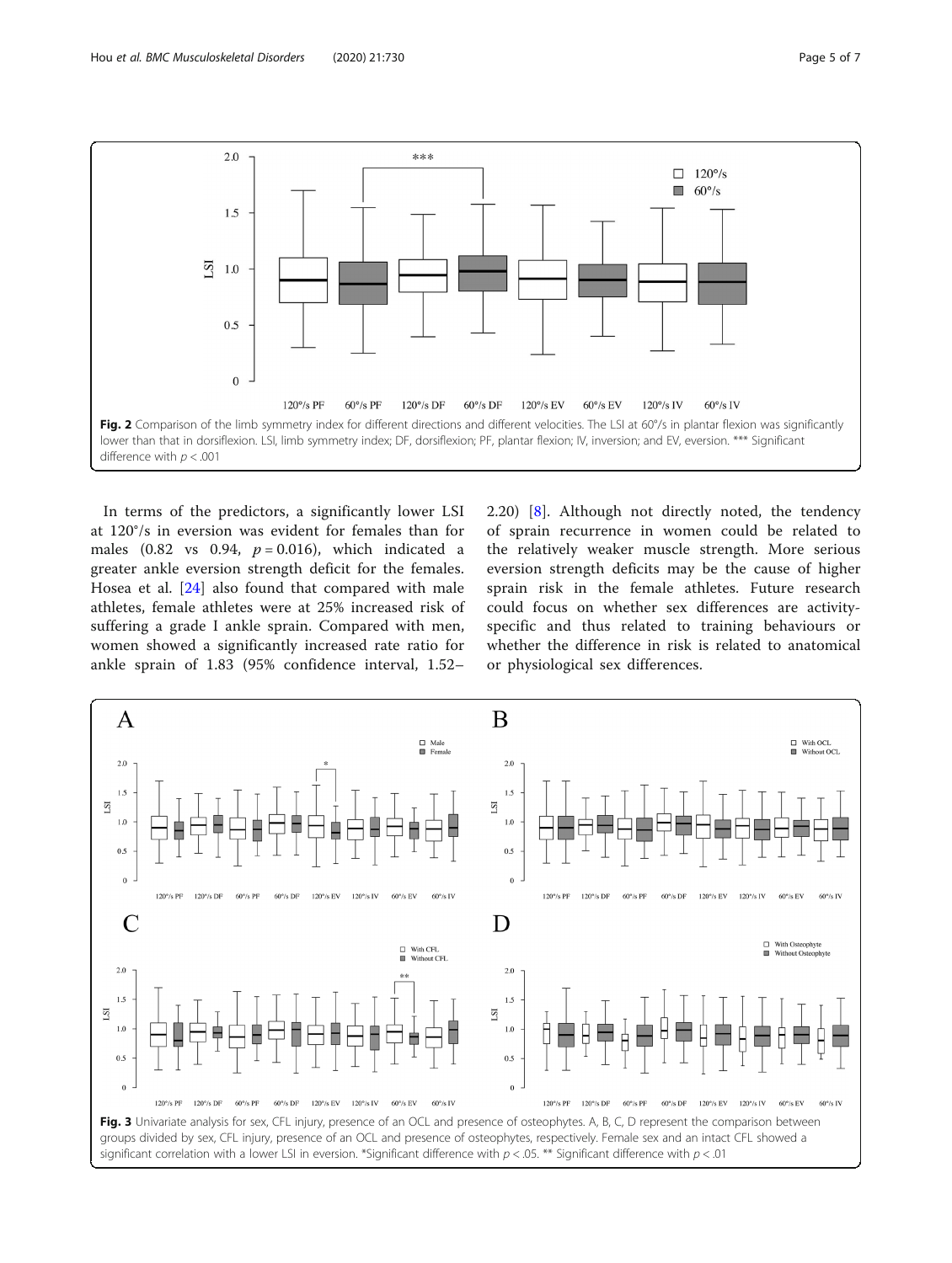**Fig. 2** Comparison of the limb symmetry index for different directions and different velocities. The LSI at 60°/s in plantar flexion was significantly lower than that in dorsiflexion. LSI, limb symmetry index; DF, dorsiflexion; PF, plantar flexion; IV, inversion; and EV, eversion. *** Significant difference with $p < .001$

In terms of the predictors, a significantly lower LSI at 120°/s in eversion was evident for females than for males (0.82 vs 0.94, $p = 0.016$), which indicated a greater ankle eversion strength deficit for the females. Hosea et al. [24] also found that compared with male athletes, female athletes were at 25% increased risk of suffering a grade I ankle sprain. Compared with men, women showed a significantly increased rate ratio for ankle sprain of 1.83 (95% confidence interval, 1.52–2.20) [8]. Although not directly noted, the tendency of sprain recurrence in women could be related to the relatively weaker muscle strength. More serious eversion strength deficits may be the cause of higher sprain risk in the female athletes. Future research could focus on whether sex differences are activity-specific and thus related to training behaviours or whether the difference in risk is related to anatomical or physiological sex differences.

**Fig. 3** Univariate analysis for sex, CFL injury, presence of an OCL and presence of osteophytes. A, B, C, D represent the comparison between groups divided by sex, CFL injury, presence of an OCL and presence of osteophytes, respectively. Female sex and an intact CFL showed a significant correlation with a lower LSI in eversion. *Significant difference with $p < .05$. ** Significant difference with $p < .01$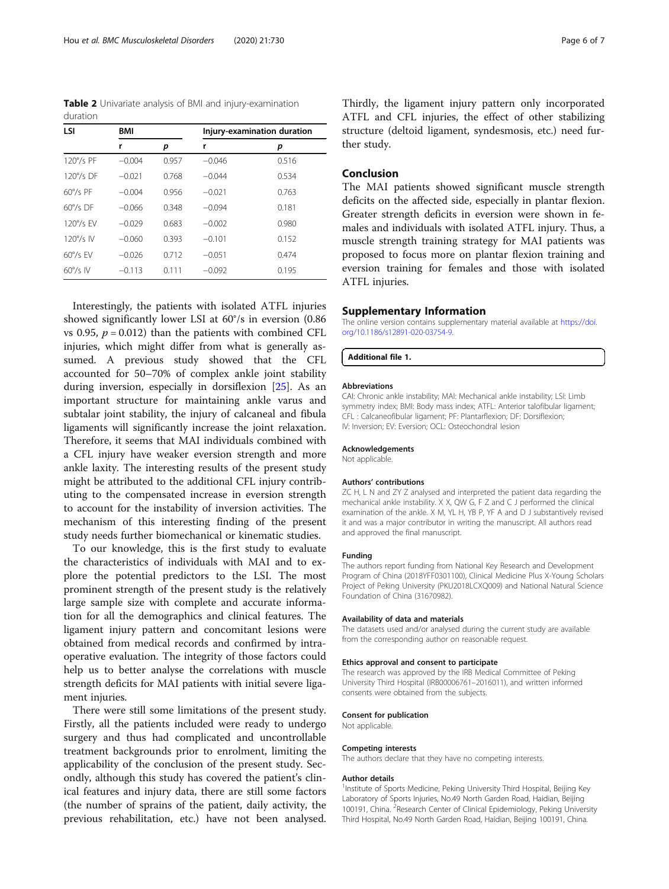**Table 2** Univariate analysis of BMI and injury-examination duration

| LSI | BMI | | Injury-examination duration | |
|---|---|---|---|---|
| | r | p | r | p |
| 120°/s PF | −0.004 | 0.957 | −0.046 | 0.516 |
| 120°/s DF | −0.021 | 0.768 | −0.044 | 0.534 |
| 60°/s PF | −0.004 | 0.956 | −0.021 | 0.763 |
| 60°/s DF | −0.066 | 0.348 | −0.094 | 0.181 |
| 120°/s EV | −0.029 | 0.683 | −0.002 | 0.980 |
| 120°/s IV | −0.060 | 0.393 | −0.101 | 0.152 |
| 60°/s EV | −0.026 | 0.712 | −0.051 | 0.474 |
| 60°/s IV | −0.113 | 0.111 | −0.092 | 0.195 |

Interestingly, the patients with isolated ATFL injuries showed significantly lower LSI at 60°/s in eversion (0.86 vs 0.95, $p = 0.012$) than the patients with combined CFL injuries, which might differ from what is generally assumed. A previous study showed that the CFL accounted for 50–70% of complex ankle joint stability during inversion, especially in dorsiflexion [25]. As an important structure for maintaining ankle varus and subtalar joint stability, the injury of calcaneal and fibula ligaments will significantly increase the joint relaxation. Therefore, it seems that MAI individuals combined with a CFL injury have weaker eversion strength and more ankle laxity. The interesting results of the present study might be attributed to the additional CFL injury contributing to the compensated increase in eversion strength to account for the instability of inversion activities. The mechanism of this interesting finding of the present study needs further biomechanical or kinematic studies.

To our knowledge, this is the first study to evaluate the characteristics of individuals with MAI and to explore the potential predictors to the LSI. The most prominent strength of the present study is the relatively large sample size with complete and accurate information for all the demographics and clinical features. The ligament injury pattern and concomitant lesions were obtained from medical records and confirmed by intraoperative evaluation. The integrity of those factors could help us to better analyse the correlations with muscle strength deficits for MAI patients with initial severe ligament injuries.

There were still some limitations of the present study. Firstly, all the patients included were ready to undergo surgery and thus had complicated and uncontrollable treatment backgrounds prior to enrolment, limiting the applicability of the conclusion of the present study. Secondly, although this study has covered the patient's clinical features and injury data, there are still some factors (the number of sprains of the patient, daily activity, the previous rehabilitation, etc.) have not been analysed. Thirdly, the ligament injury pattern only incorporated ATFL and CFL injuries, the effect of other stabilizing structure (deltoid ligament, syndesmosis, etc.) need further study.

## Conclusion

The MAI patients showed significant muscle strength deficits on the affected side, especially in plantar flexion. Greater strength deficits in eversion were shown in females and individuals with isolated ATFL injury. Thus, a muscle strength training strategy for MAI patients was proposed to focus more on plantar flexion training and eversion training for females and those with isolated ATFL injuries.

## Supplementary Information

The online version contains supplementary material available at https://doi.org/10.1186/s12891-020-03754-9.

**Additional file 1.**

#### Abbreviations

CAI: Chronic ankle instability; MAI: Mechanical ankle instability; LSI: Limb symmetry index; BMI: Body mass index; ATFL: Anterior talofibular ligament; CFL : Calcaneofibular ligament; PF: Plantarflexion; DF: Dorsiflexion; IV: Inversion; EV: Eversion; OCL: Osteochondral lesion

#### Acknowledgements

Not applicable.

#### Authors' contributions

ZC H, L N and ZY Z analysed and interpreted the patient data regarding the mechanical ankle instability. X X, QW G, F Z and C J performed the clinical examination of the ankle. X M, YL H, YB P, YF A and D J substantively revised it and was a major contributor in writing the manuscript. All authors read and approved the final manuscript.

#### Funding

The authors report funding from National Key Research and Development Program of China (2018YFF0301100), Clinical Medicine Plus X-Young Scholars Project of Peking University (PKU2018LCXQ009) and National Natural Science Foundation of China (31670982).

#### Availability of data and materials

The datasets used and/or analysed during the current study are available from the corresponding author on reasonable request.

#### Ethics approval and consent to participate

The research was approved by the IRB Medical Committee of Peking University Third Hospital (IRB00006761–2016011), and written informed consents were obtained from the subjects.

#### Consent for publication

Not applicable.

#### Competing interests

The authors declare that they have no competing interests.

#### Author details

[1]Institute of Sports Medicine, Peking University Third Hospital, Beijing Key Laboratory of Sports Injuries, No.49 North Garden Road, Haidian, Beijing 100191, China. [2]Research Center of Clinical Epidemiology, Peking University Third Hospital, No.49 North Garden Road, Haidian, Beijing 100191, China.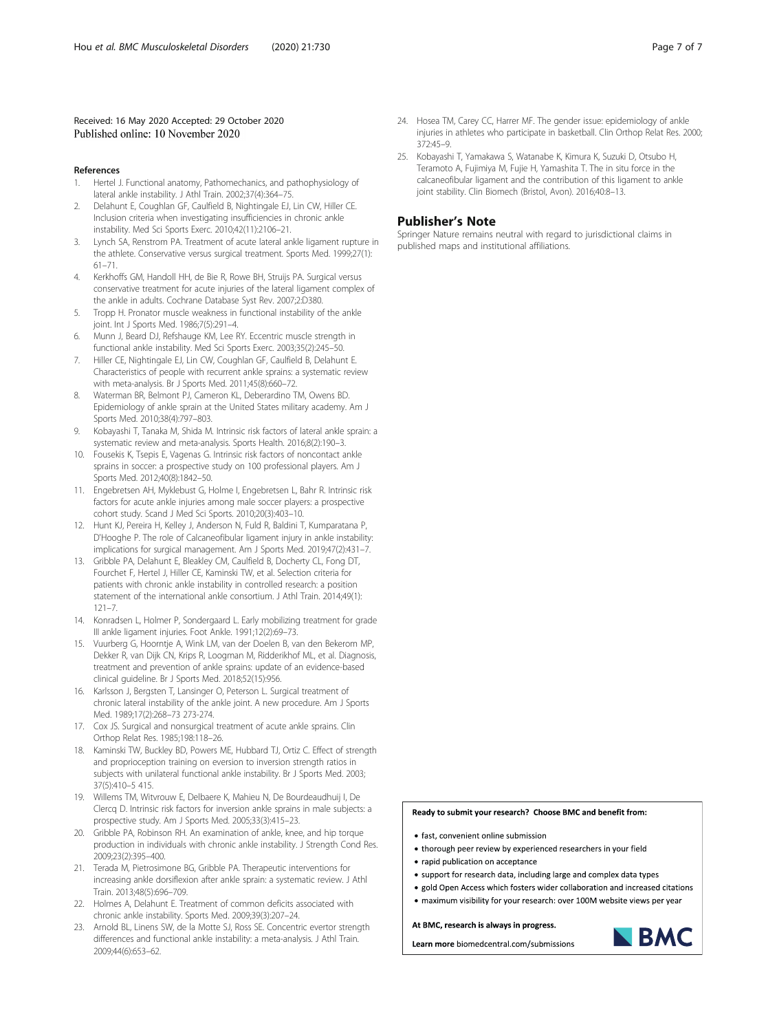Received: 16 May 2020 Accepted: 29 October 2020
Published online: 10 November 2020

## References

1. Hertel J. Functional anatomy, Pathomechanics, and pathophysiology of lateral ankle instability. J Athl Train. 2002;37(4):364–75.
2. Delahunt E, Coughlan GF, Caulfield B, Nightingale EJ, Lin CW, Hiller CE. Inclusion criteria when investigating insufficiencies in chronic ankle instability. Med Sci Sports Exerc. 2010;42(11):2106–21.
3. Lynch SA, Renstrom PA. Treatment of acute lateral ankle ligament rupture in the athlete. Conservative versus surgical treatment. Sports Med. 1999;27(1): 61–71.
4. Kerkhoffs GM, Handoll HH, de Bie R, Rowe BH, Struijs PA. Surgical versus conservative treatment for acute injuries of the lateral ligament complex of the ankle in adults. Cochrane Database Syst Rev. 2007;2:D380.
5. Tropp H. Pronator muscle weakness in functional instability of the ankle joint. Int J Sports Med. 1986;7(5):291–4.
6. Munn J, Beard DJ, Refshauge KM, Lee RY. Eccentric muscle strength in functional ankle instability. Med Sci Sports Exerc. 2003;35(2):245–50.
7. Hiller CE, Nightingale EJ, Lin CW, Coughlan GF, Caulfield B, Delahunt E. Characteristics of people with recurrent ankle sprains: a systematic review with meta-analysis. Br J Sports Med. 2011;45(8):660–72.
8. Waterman BR, Belmont PJ, Cameron KL, Deberardino TM, Owens BD. Epidemiology of ankle sprain at the United States military academy. Am J Sports Med. 2010;38(4):797–803.
9. Kobayashi T, Tanaka M, Shida M. Intrinsic risk factors of lateral ankle sprain: a systematic review and meta-analysis. Sports Health. 2016;8(2):190–3.
10. Fousekis K, Tsepis E, Vagenas G. Intrinsic risk factors of noncontact ankle sprains in soccer: a prospective study on 100 professional players. Am J Sports Med. 2012;40(8):1842–50.
11. Engebretsen AH, Myklebust G, Holme I, Engebretsen L, Bahr R. Intrinsic risk factors for acute ankle injuries among male soccer players: a prospective cohort study. Scand J Med Sci Sports. 2010;20(3):403–10.
12. Hunt KJ, Pereira H, Kelley J, Anderson N, Fuld R, Baldini T, Kumparatana P, D'Hooghe P. The role of Calcaneofibular ligament injury in ankle instability: implications for surgical management. Am J Sports Med. 2019;47(2):431–7.
13. Gribble PA, Delahunt E, Bleakley CM, Caulfield B, Docherty CL, Fong DT, Fourchet F, Hertel J, Hiller CE, Kaminski TW, et al. Selection criteria for patients with chronic ankle instability in controlled research: a position statement of the international ankle consortium. J Athl Train. 2014;49(1): 121–7.
14. Konradsen L, Holmer P, Sondergaard L. Early mobilizing treatment for grade III ankle ligament injuries. Foot Ankle. 1991;12(2):69–73.
15. Vuurberg G, Hoorntje A, Wink LM, van der Doelen B, van den Bekerom MP, Dekker R, van Dijk CN, Krips R, Loogman M, Ridderikhof ML, et al. Diagnosis, treatment and prevention of ankle sprains: update of an evidence-based clinical guideline. Br J Sports Med. 2018;52(15):956.
16. Karlsson J, Bergsten T, Lansinger O, Peterson L. Surgical treatment of chronic lateral instability of the ankle joint. A new procedure. Am J Sports Med. 1989;17(2):268–73 273-274.
17. Cox JS. Surgical and nonsurgical treatment of acute ankle sprains. Clin Orthop Relat Res. 1985;198:118–26.
18. Kaminski TW, Buckley BD, Powers ME, Hubbard TJ, Ortiz C. Effect of strength and proprioception training on eversion to inversion strength ratios in subjects with unilateral functional ankle instability. Br J Sports Med. 2003; 37(5):410–5 415.
19. Willems TM, Witvrouw E, Delbaere K, Mahieu N, De Bourdeaudhuij I, De Clercq D. Intrinsic risk factors for inversion ankle sprains in male subjects: a prospective study. Am J Sports Med. 2005;33(3):415–23.
20. Gribble PA, Robinson RH. An examination of ankle, knee, and hip torque production in individuals with chronic ankle instability. J Strength Cond Res. 2009;23(2):395–400.
21. Terada M, Pietrosimone BG, Gribble PA. Therapeutic interventions for increasing ankle dorsiflexion after ankle sprain: a systematic review. J Athl Train. 2013;48(5):696–709.
22. Holmes A, Delahunt E. Treatment of common deficits associated with chronic ankle instability. Sports Med. 2009;39(3):207–24.
23. Arnold BL, Linens SW, de la Motte SJ, Ross SE. Concentric evertor strength differences and functional ankle instability: a meta-analysis. J Athl Train. 2009;44(6):653–62.
24. Hosea TM, Carey CC, Harrer MF. The gender issue: epidemiology of ankle injuries in athletes who participate in basketball. Clin Orthop Relat Res. 2000; 372:45–9.
25. Kobayashi T, Yamakawa S, Watanabe K, Kimura K, Suzuki D, Otsubo H, Teramoto A, Fujimiya M, Fujie H, Yamashita T. The in situ force in the calcaneofibular ligament and the contribution of this ligament to ankle joint stability. Clin Biomech (Bristol, Avon). 2016;40:8–13.

## Publisher's Note

Springer Nature remains neutral with regard to jurisdictional claims in published maps and institutional affiliations.

**Ready to submit your research? Choose BMC and benefit from:**

- fast, convenient online submission
- thorough peer review by experienced researchers in your field
- rapid publication on acceptance
- support for research data, including large and complex data types
- gold Open Access which fosters wider collaboration and increased citations
- maximum visibility for your research: over 100M website views per year

**At BMC, research is always in progress.**

**Learn more** biomedcentral.com/submissions

BMC